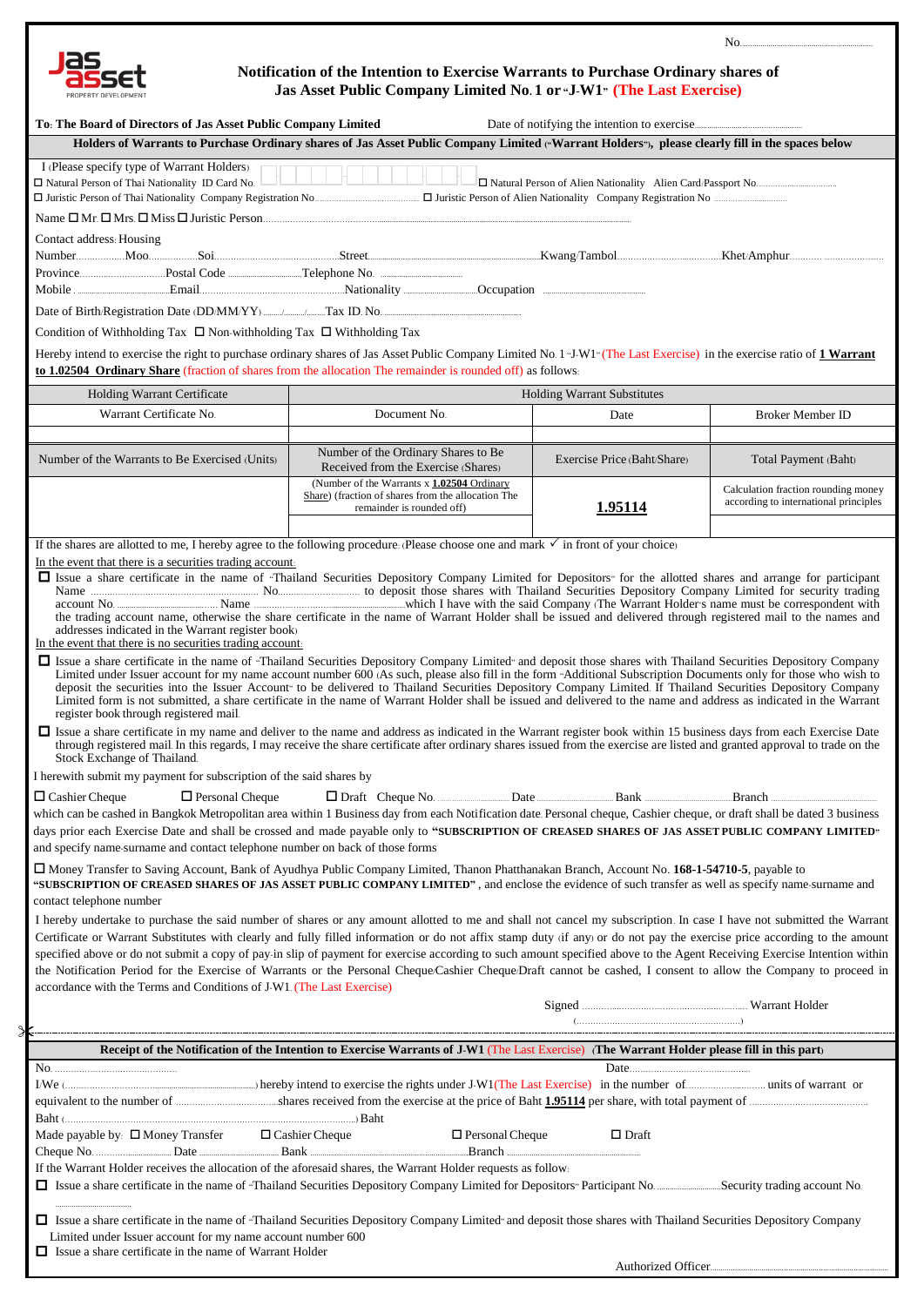No.............................................

# Notification of the Intention to Exercise Warrants to Purchase Ordinary shares of Jas Asset Public Company Limited No. 1 or "J-W1" (The Last Exercise)

**To: The Board of Directors of Jas Asset Public Company Limited** Date of notifying the intention to exercise.............................................

**Holders of Warrants to Purchase Ordinary shares of Jas Asset Public Company Limited ("Warrant Holders"), please clearly fill in the spaces below**

I (Please specify type of Warrant Holders)

☐ Natural Person of Thai Nationality ID Card No. ☐ Natural Person of Alien Nationality Alien Card/Passport No..............................

☐ Juristic Person of Thai Nationality Company Registration No.............................................. ☐ Juristic Person of Alien Nationality Company Registration No ..............................

Name ☐ Mr. ☐ Mrs. ☐ Miss ☐ Juristic Person.............................................................................................

Contact address: Housing

Number..................Moo..................Soi..............................................Street..............................................Kwang/Tambol.......................................Khet/Amphur.......................................

Province..............................Postal Code ..............................Telephone No. ..............................

Mobile . ..............................Email..............................................Nationality ..............................Occupation ..............................

Date of Birth/Registration Date (DD/MM/YY) ......./......./.......Tax ID. No. ..............................................

Condition of Withholding Tax ☐ Non-withholding Tax ☐ Withholding Tax

Hereby intend to exercise the right to purchase ordinary shares of Jas Asset Public Company Limited No. 1 "J-W1" (The Last Exercise) in the exercise ratio of **1 Warrant to 1.02504 Ordinary Share** (fraction of shares from the allocation The remainder is rounded off) as follows:

| Holding Warrant Certificate | Holding Warrant Substitutes | | |
|---|---|---|---|
| Warrant Certificate No. | Document No. | Date | Broker Member ID |
| | | | |
| Number of the Warrants to Be Exercised (Units) | Number of the Ordinary Shares to Be Received from the Exercise (Shares) | Exercise Price (Baht/Share) | Total Payment (Baht) |
| | (Number of the Warrants x **1.02504** Ordinary Share) (fraction of shares from the allocation The remainder is rounded off) | **1.95114** | Calculation fraction rounding money according to international principles |
| | | | |

If the shares are allotted to me, I hereby agree to the following procedure: (Please choose one and mark ✓ in front of your choice)

In the event that there is a securities trading account:

☐ Issue a share certificate in the name of "Thailand Securities Depository Company Limited for Depositors" for the allotted shares and arrange for participant Name .............................................. No.............................. to deposit those shares with Thailand Securities Depository Company Limited for security trading account No. .............................. Name ..............................................which I have with the said Company (The Warrant Holder's name must be correspondent with the trading account name, otherwise the share certificate in the name of Warrant Holder shall be issued and delivered through registered mail to the names and addresses indicated in the Warrant register book)

In the event that there is no securities trading account:

☐ Issue a share certificate in the name of "Thailand Securities Depository Company Limited" and deposit those shares with Thailand Securities Depository Company Limited under Issuer account for my name account number 600 (As such, please also fill in the form "Additional Subscription Documents only for those who wish to deposit the securities into the Issuer Account" to be delivered to Thailand Securities Depository Company Limited. If Thailand Securities Depository Company Limited form is not submitted, a share certificate in the name of Warrant Holder shall be issued and delivered to the name and address as indicated in the Warrant register book through registered mail.

☐ Issue a share certificate in my name and deliver to the name and address as indicated in the Warrant register book within 15 business days from each Exercise Date through registered mail. In this regards, I may receive the share certificate after ordinary shares issued from the exercise are listed and granted approval to trade on the Stock Exchange of Thailand.

I herewith submit my payment for subscription of the said shares by

☐ Cashier Cheque ☐ Personal Cheque ☐ Draft Cheque No.............................. Date.............................. Bank .............................. Branch ..............................

which can be cashed in Bangkok Metropolitan area within 1 Business day from each Notification date. Personal cheque, Cashier cheque, or draft shall be dated 3 business days prior each Exercise Date and shall be crossed and made payable only to **"SUBSCRIPTION OF CREASED SHARES OF JAS ASSET PUBLIC COMPANY LIMITED"** and specify name-surname and contact telephone number on back of those forms

☐ Money Transfer to Saving Account, Bank of Ayudhya Public Company Limited, Thanon Phatthanakan Branch, Account No. **168-1-54710-5**, payable to **"SUBSCRIPTION OF CREASED SHARES OF JAS ASSET PUBLIC COMPANY LIMITED"**, and enclose the evidence of such transfer as well as specify name-surname and contact telephone number

I hereby undertake to purchase the said number of shares or any amount allotted to me and shall not cancel my subscription. In case I have not submitted the Warrant Certificate or Warrant Substitutes with clearly and fully filled information or do not affix stamp duty (if any) or do not pay the exercise price according to the amount specified above or do not submit a copy of pay-in slip of payment for exercise according to such amount specified above to the Agent Receiving Exercise Intention within the Notification Period for the Exercise of Warrants or the Personal Cheque/Cashier Cheque/Draft cannot be cashed, I consent to allow the Company to proceed in accordance with the Terms and Conditions of J-W1. (The Last Exercise)

Signed .............................................. Warrant Holder

(..............................................)

---

**Receipt of the Notification of the Intention to Exercise Warrants of J-W1 (The Last Exercise) (The Warrant Holder please fill in this part)**

No. .............................................. Date..............................................

I/We (..............................................) hereby intend to exercise the rights under J-W1(The Last Exercise) in the number of.............................. units of warrant or equivalent to the number of ..............................shares received from the exercise at the price of Baht **1.95114** per share, with total payment of .............................. Baht (..............................................) Baht

Made payable by: ☐ Money Transfer ☐ Cashier Cheque ☐ Personal Cheque ☐ Draft

Cheque No..............................Date..............................Bank ..............................................Branch ..............................................

If the Warrant Holder receives the allocation of the aforesaid shares, the Warrant Holder requests as follow:

☐ Issue a share certificate in the name of "Thailand Securities Depository Company Limited for Depositors" Participant No..............................Security trading account No. ..............................

☐ Issue a share certificate in the name of "Thailand Securities Depository Company Limited" and deposit those shares with Thailand Securities Depository Company Limited under Issuer account for my name account number 600

☐ Issue a share certificate in the name of Warrant Holder

Authorized Officer..............................................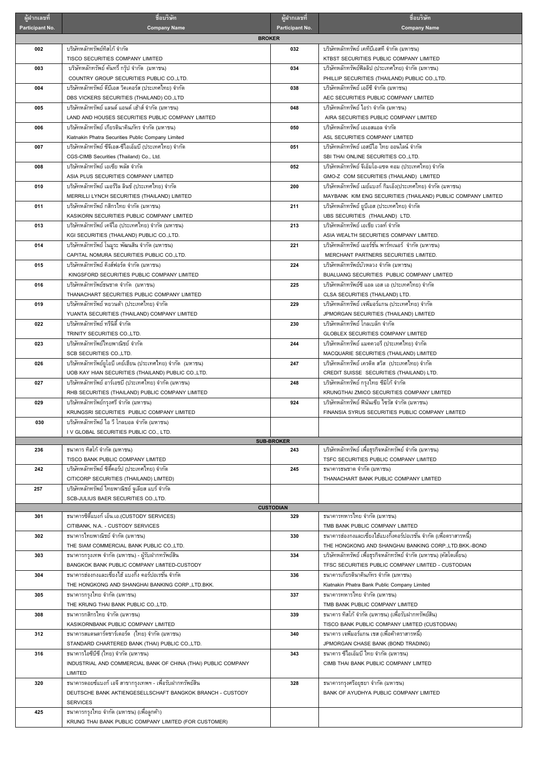| ผู้ฝากเลขที่<br>Participant No. | ชื่อบริษัท<br>Company Name | ผู้ฝากเลขที่<br>Participant No. | ชื่อบริษัท<br>Company Name |
|---|---|---|---|
| | **BROKER** | | |
| 002 | บริษัทหลักทรัพย์ทิสโก้ จำกัด<br>TISCO SECURITIES COMPANY LIMITED | 032 | บริษัทหลักทรัพย์ เคทีบีเอสที จำกัด (มหาชน)<br>KTBST SECURITIES PUBLIC COMPANY LIMITED |
| 003 | บริษัทหลักทรัพย์ คันทรี่ กรุ๊ป จำกัด (มหาชน)<br>COUNTRY GROUP SECURITIES PUBLIC CO.,LTD. | 034 | บริษัทหลักทรัพย์ฟิลลิป (ประเทศไทย) จำกัด (มหาชน)<br>PHILLIP SECURITIES (THAILAND) PUBLIC CO.,LTD. |
| 004 | บริษัทหลักทรัพย์ ดีบีเอส วิคเคอร์ส (ประเทศไทย) จำกัด<br>DBS VICKERS SECURITIES (THAILAND) CO.,LTD | 038 | บริษัทหลักทรัพย์ เออีซี จำกัด (มหาชน)<br>AEC SECURITIES PUBLIC COMPANY LIMITED |
| 005 | บริษัทหลักทรัพย์ แลนด์ แอนด์ เฮ้าส์ จำกัด (มหาชน)<br>LAND AND HOUSES SECURITIES PUBLIC COMPANY LIMITED | 048 | บริษัทหลักทรัพย์ ไอร่า จำกัด (มหาชน)<br>AIRA SECURITIES PUBLIC COMPANY LIMITED |
| 006 | บริษัทหลักทรัพย์ เกียรตินาคินภัทร จำกัด (มหาชน)<br>Kiatnakin Phatra Securities Public Company Limited | 050 | บริษัทหลักทรัพย์ เอเอสแอล จำกัด<br>ASL SECURITIES COMPANY LIMITED |
| 007 | บริษัทหลักทรัพย์ ซีจีเอส-ซีไอเอ็มบี (ประเทศไทย) จำกัด<br>CGS-CIMB Securities (Thailand) Co., Ltd. | 051 | บริษัทหลักทรัพย์ เอสบีไอ ไทย ออนไลน์ จำกัด<br>SBI THAI ONLINE SECURITIES CO.,LTD. |
| 008 | บริษัทหลักทรัพย์ เอเซีย พลัส จำกัด<br>ASIA PLUS SECURITIES COMPANY LIMITED | 052 | บริษัทหลักทรัพย์ จีเอ็มโอ-แซด คอม (ประเทศไทย) จำกัด<br>GMO-Z COM SECURITIES (THAILAND) LIMITED |
| 010 | บริษัทหลักทรัพย์ เมอร์ริล ลินช์ (ประเทศไทย) จำกัด<br>MERRILLI LYNCH SECURITIES (THAILAND) LIMITED | 200 | บริษัทหลักทรัพย์ เมย์แบงก์ กิมเอ็ง(ประเทศไทย) จำกัด (มหาชน)<br>MAYBANK KIM ENG SECURITIES (THAILAND) PUBLIC COMPANY LIMITED |
| 011 | บริษัทหลักทรัพย์ กสิกรไทย จำกัด (มหาชน)<br>KASIKORN SECURITIES PUBLIC COMPANY LIMITED | 211 | บริษัทหลักทรัพย์ ยูบีเอส (ประเทศไทย) จำกัด<br>UBS SECURITIES (THAILAND) LTD. |
| 013 | บริษัทหลักทรัพย์ เคจีไอ (ประเทศไทย) จำกัด (มหาชน)<br>KGI SECURITIES (THAILAND) PUBLIC CO.,LTD. | 213 | บริษัทหลักทรัพย์ เอเซีย เวลท์ จำกัด<br>ASIA WEALTH SECURITIES COMPANY LIMITED. |
| 014 | บริษัทหลักทรัพย์ โนมูระ พัฒนสิน จำกัด (มหาชน)<br>CAPITAL NOMURA SECURITIES PUBLIC CO.,LTD. | 221 | บริษัทหลักทรัพย์ เมอร์ชั่น พาร์ทเนอร์ จำกัด (มหาชน)<br>MERCHANT PARTNERS SECURITIES LIMITED. |
| 015 | บริษัทหลักทรัพย์ คิงส์ฟอร์ด จำกัด (มหาชน)<br>KINGSFORD SECURITIES PUBLIC COMPANY LIMITED | 224 | บริษัทหลักทรัพย์บัวหลวง จำกัด (มหาชน)<br>BUALUANG SECURITIES PUBLIC COMPANY LIMITED |
| 016 | บริษัทหลักทรัพย์ธนชาต จำกัด (มหาชน)<br>THANACHART SECURITIES PUBLIC COMPANY LIMITED | 225 | บริษัทหลักทรัพย์ซี แอล เอส เอ (ประเทศไทย) จำกัด<br>CLSA SECURITIES (THAILAND) LTD. |
| 019 | บริษัทหลักทรัพย์ หยวนต้า (ประเทศไทย) จำกัด<br>YUANTA SECURITIES (THAILAND) COMPANY LIMITED | 229 | บริษัทหลักทรัพย์ เจพีมอร์แกน (ประเทศไทย) จำกัด<br>JPMORGAN SECURITIES (THAILAND) LIMITED |
| 022 | บริษัทหลักทรัพย์ ทรีนีตี้ จำกัด<br>TRINITY SECURITIES CO.,LTD. | 230 | บริษัทหลักทรัพย์ โกลเบล็ก จำกัด<br>GLOBLEX SECURITIES COMPANY LIMITED |
| 023 | บริษัทหลักทรัพย์ไทยพาณิชย์ จำกัด<br>SCB SECURITIES CO.,LTD. | 244 | บริษัทหลักทรัพย์ แมคควอรี (ประเทศไทย) จำกัด<br>MACQUARIE SECURITIES (THAILAND) LIMITED |
| 026 | บริษัทหลักทรัพย์ยูโอบี เคย์เฮียน (ประเทศไทย) จำกัด (มหาชน)<br>UOB KAY HIAN SECURITIES (THAILAND) PUBLIC CO.,LTD. | 247 | บริษัทหลักทรัพย์ เครดิต สวิส (ประเทศไทย) จำกัด<br>CREDIT SUISSE SECURITIES (THAILAND) LTD. |
| 027 | บริษัทหลักทรัพย์ อาร์เอชบี (ประเทศไทย) จำกัด (มหาชน)<br>RHB SECURITIES (THAILAND) PUBLIC COMPANY LIMITED | 248 | บริษัทหลักทรัพย์ กรุงไทย ซีมิโก้ จำกัด<br>KRUNGTHAI ZMICO SECURITIES COMPANY LIMITED |
| 029 | บริษัทหลักทรัพย์กรุงศรี จำกัด (มหาชน)<br>KRUNGSRI SECURITIES PUBLIC COMPANY LIMITED | 924 | บริษัทหลักทรัพย์ ฟินันเซีย ไซรัส จำกัด (มหาชน)<br>FINANSIA SYRUS SECURITIES PUBLIC COMPANY LIMITED |
| 030 | บริษัทหลักทรัพย์ ไอ วี โกลบอล จำกัด (มหาชน)<br>I V GLOBAL SECURITIES PUBLIC CO., LTD. | | |
| | **SUB-BROKER** | | |
| 236 | ธนาคาร ทิสโก้ จำกัด (มหาชน)<br>TISCO BANK PUBLIC COMPANY LIMITED | 243 | บริษัทหลักทรัพย์ เพื่อธุรกิจหลักทรัพย์ จำกัด (มหาชน)<br>TSFC SECURITIES PUBLIC COMPANY LIMITED |
| 242 | บริษัทหลักทรัพย์ ซิตี้คอร์ป (ประเทศไทย) จำกัด<br>CITICORP SECURITIES (THAILAND) LIMTED) | 245 | ธนาคารธนชาต จำกัด (มหาชน)<br>THANACHART BANK PUBLIC COMPANY LIMITED |
| 257 | บริษัทหลักทรัพย์ ไทยพาณิชย์ จูเลียส แบร์ จำกัด<br>SCB-JULIUS BAER SECURITIES CO.,LTD. | | |
| | **CUSTODIAN** | | |
| 301 | ธนาคารซิตี้แบงก์ เอ็น.เอ.(CUSTODY SERVICES)<br>CITIBANK, N.A. - CUSTODY SERVICES | 329 | ธนาคารทหารไทย จำกัด (มหาชน)<br>TMB BANK PUBLIC COMPANY LIMITED |
| 302 | ธนาคารไทยพาณิชย์ จำกัด (มหาชน)<br>THE SIAM COMMERCIAL BANK PUBLIC CO.,LTD. | 330 | ธนาคารฮ่องกงและเซี่ยงไฮ้แบงกิ้งคอร์ปอเรชั่น จำกัด (เพื่อตราสารหนี้)<br>THE HONGKONG AND SHANGHAI BANKING CORP.,LTD.BKK.-BOND |
| 303 | ธนาคารกรุงเทพ จำกัด (มหาชน) - ผู้รับฝากทรัพย์สิน<br>BANGKOK BANK PUBLIC COMPANY LIMITED-CUSTODY | 334 | บริษัทหลักทรัพย์ เพื่อธุรกิจหลักทรัพย์ จำกัด (มหาชน) (คัสโตเดี้ยน)<br>TFSC SECURITIES PUBLIC COMPANY LIMITED - CUSTODIAN |
| 304 | ธนาคารฮ่องกงและเซี่ยงไฮ้ แบงกิ้ง คอร์ปอเรชั่น จำกัด<br>THE HONGKONG AND SHANGHAI BANKING CORP.,LTD.BKK. | 336 | ธนาคารเกียรตินาคินภัทร จำกัด (มหาชน)<br>Kiatnakin Phatra Bank Public Company Limited |
| 305 | ธนาคารกรุงไทย จำกัด (มหาชน)<br>THE KRUNG THAI BANK PUBLIC CO.,LTD. | 337 | ธนาคารทหารไทย จำกัด (มหาชน)<br>TMB BANK PUBLIC COMPANY LIMITED |
| 308 | ธนาคารกสิกรไทย จำกัด (มหาชน)<br>KASIKORNBANK PUBLIC COMPANY LIMITED | 339 | ธนาคาร ทิสโก้ จำกัด (มหาชน) (เพื่อรับฝากทรัพย์สิน)<br>TISCO BANK PUBLIC COMPANY LIMITED (CUSTODIAN) |
| 312 | ธนาคารสแตนดาร์ดชาร์เตอร์ด (ไทย) จำกัด (มหาชน)<br>STANDARD CHARTERED BANK (THAI) PUBLIC CO.,LTD. | 340 | ธนาคาร เจพีมอร์แกน เชส (เพื่อค้าตราสารหนี้)<br>JPMORGAN CHASE BANK (BOND TRADING) |
| 316 | ธนาคารไอซีบีซี (ไทย) จำกัด (มหาชน)<br>INDUSTRIAL AND COMMERCIAL BANK OF CHINA (THAI) PUBLIC COMPANY LIMITED | 343 | ธนาคาร ซีไอเอ็มบี ไทย จำกัด (มหาชน)<br>CIMB THAI BANK PUBLIC COMPANY LIMTED |
| 320 | ธนาคารดอยซ์แบงก์ เอจี สาขากรุงเทพฯ - เพื่อรับฝากทรัพย์สิน<br>DEUTSCHE BANK AKTIENGESELLSCHAFT BANGKOK BRANCH - CUSTODY SERVICES | 328 | ธนาคารกรุงศรีอยุธยา จำกัด (มหาชน)<br>BANK OF AYUDHYA PUBLIC COMPANY LIMITED |
| 425 | ธนาคารกรุงไทย จำกัด (มหาชน) (เพื่อลูกค้า)<br>KRUNG THAI BANK PUBLIC COMPANY LIMITED (FOR CUSTOMER) | | |